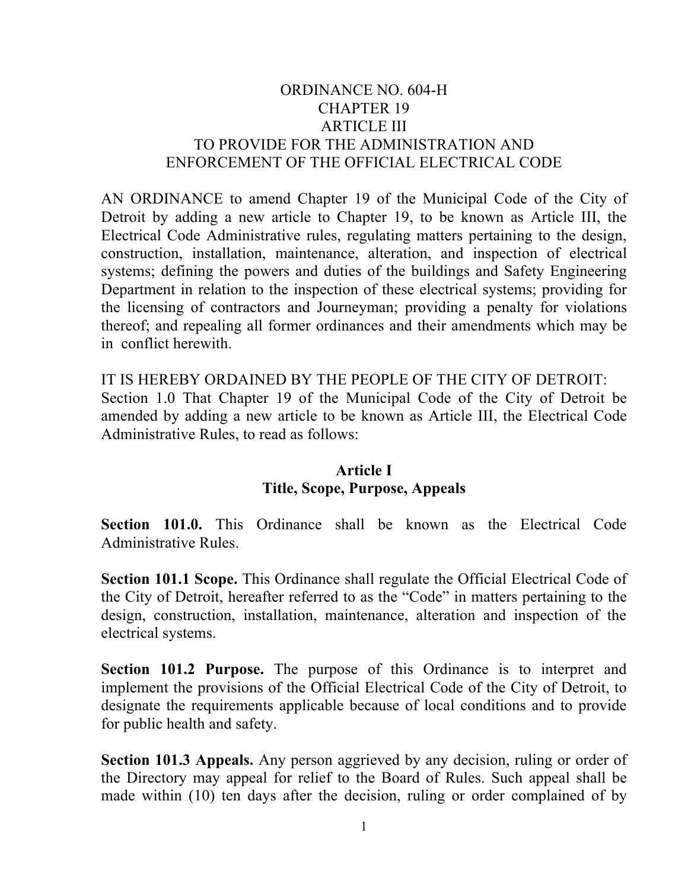ORDINANCE NO. 604-H
CHAPTER 19
ARTICLE III
TO PROVIDE FOR THE ADMINISTRATION AND
ENFORCEMENT OF THE OFFICIAL ELECTRICAL CODE

AN ORDINANCE to amend Chapter 19 of the Municipal Code of the City of Detroit by adding a new article to Chapter 19, to be known as Article III, the Electrical Code Administrative rules, regulating matters pertaining to the design, construction, installation, maintenance, alteration, and inspection of electrical systems; defining the powers and duties of the buildings and Safety Engineering Department in relation to the inspection of these electrical systems; providing for the licensing of contractors and Journeyman; providing a penalty for violations thereof; and repealing all former ordinances and their amendments which may be in conflict herewith.

IT IS HEREBY ORDAINED BY THE PEOPLE OF THE CITY OF DETROIT:
Section 1.0 That Chapter 19 of the Municipal Code of the City of Detroit be amended by adding a new article to be known as Article III, the Electrical Code Administrative Rules, to read as follows:

## Article I
## Title, Scope, Purpose, Appeals

**Section 101.0.** This Ordinance shall be known as the Electrical Code Administrative Rules.

**Section 101.1 Scope.** This Ordinance shall regulate the Official Electrical Code of the City of Detroit, hereafter referred to as the "Code" in matters pertaining to the design, construction, installation, maintenance, alteration and inspection of the electrical systems.

**Section 101.2 Purpose.** The purpose of this Ordinance is to interpret and implement the provisions of the Official Electrical Code of the City of Detroit, to designate the requirements applicable because of local conditions and to provide for public health and safety.

**Section 101.3 Appeals.** Any person aggrieved by any decision, ruling or order of the Directory may appeal for relief to the Board of Rules. Such appeal shall be made within (10) ten days after the decision, ruling or order complained of by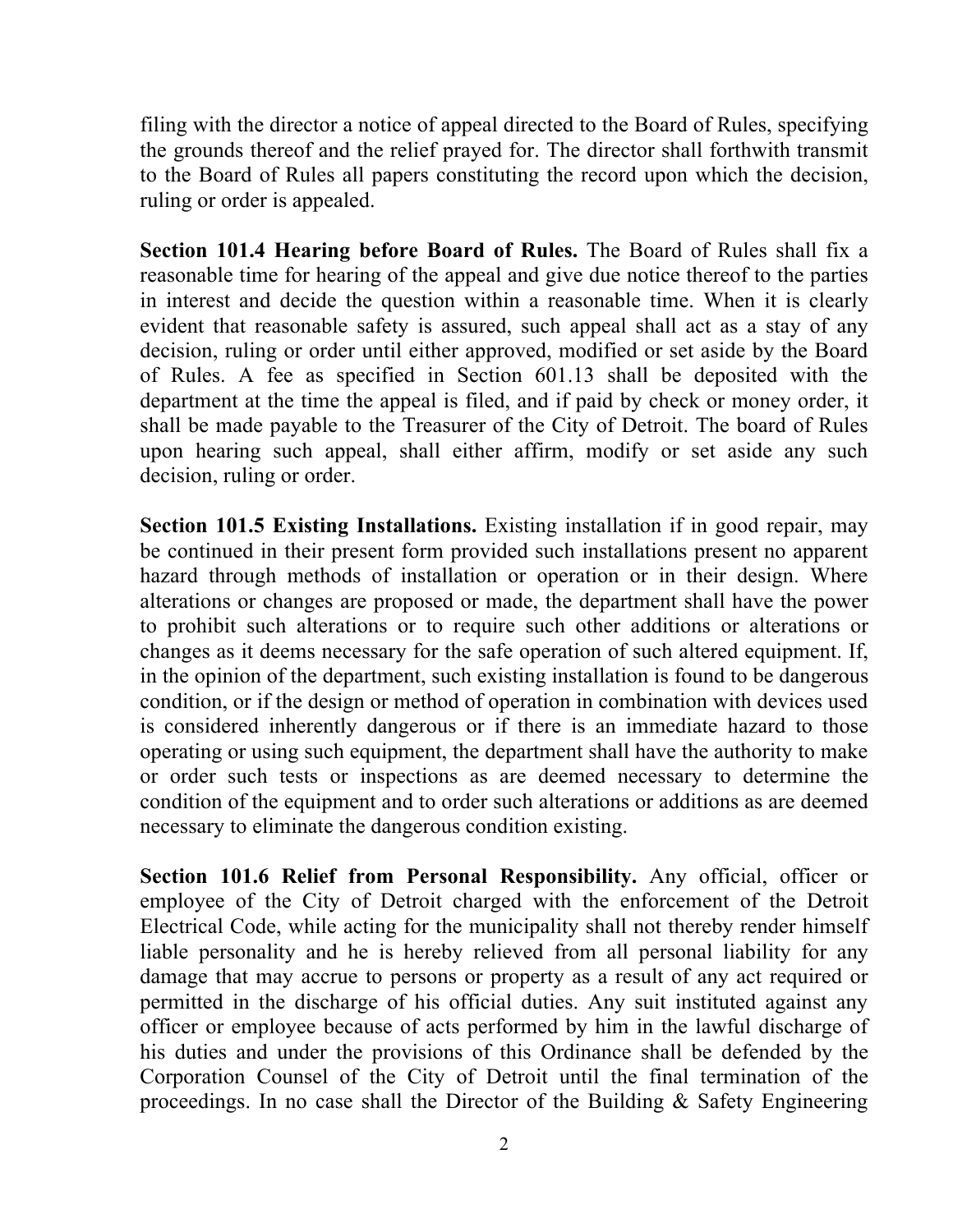filing with the director a notice of appeal directed to the Board of Rules, specifying the grounds thereof and the relief prayed for. The director shall forthwith transmit to the Board of Rules all papers constituting the record upon which the decision, ruling or order is appealed.

**Section 101.4 Hearing before Board of Rules.** The Board of Rules shall fix a reasonable time for hearing of the appeal and give due notice thereof to the parties in interest and decide the question within a reasonable time. When it is clearly evident that reasonable safety is assured, such appeal shall act as a stay of any decision, ruling or order until either approved, modified or set aside by the Board of Rules. A fee as specified in Section 601.13 shall be deposited with the department at the time the appeal is filed, and if paid by check or money order, it shall be made payable to the Treasurer of the City of Detroit. The board of Rules upon hearing such appeal, shall either affirm, modify or set aside any such decision, ruling or order.

**Section 101.5 Existing Installations.** Existing installation if in good repair, may be continued in their present form provided such installations present no apparent hazard through methods of installation or operation or in their design. Where alterations or changes are proposed or made, the department shall have the power to prohibit such alterations or to require such other additions or alterations or changes as it deems necessary for the safe operation of such altered equipment. If, in the opinion of the department, such existing installation is found to be dangerous condition, or if the design or method of operation in combination with devices used is considered inherently dangerous or if there is an immediate hazard to those operating or using such equipment, the department shall have the authority to make or order such tests or inspections as are deemed necessary to determine the condition of the equipment and to order such alterations or additions as are deemed necessary to eliminate the dangerous condition existing.

**Section 101.6 Relief from Personal Responsibility.** Any official, officer or employee of the City of Detroit charged with the enforcement of the Detroit Electrical Code, while acting for the municipality shall not thereby render himself liable personality and he is hereby relieved from all personal liability for any damage that may accrue to persons or property as a result of any act required or permitted in the discharge of his official duties. Any suit instituted against any officer or employee because of acts performed by him in the lawful discharge of his duties and under the provisions of this Ordinance shall be defended by the Corporation Counsel of the City of Detroit until the final termination of the proceedings. In no case shall the Director of the Building & Safety Engineering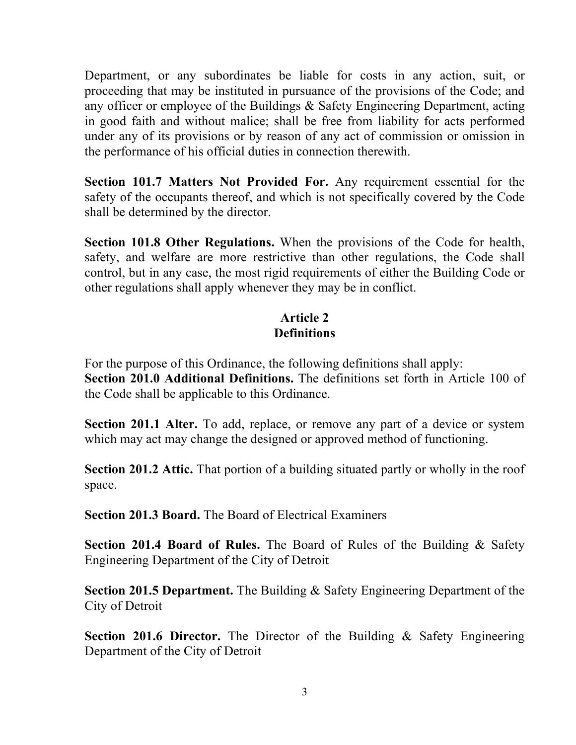Department, or any subordinates be liable for costs in any action, suit, or proceeding that may be instituted in pursuance of the provisions of the Code; and any officer or employee of the Buildings & Safety Engineering Department, acting in good faith and without malice; shall be free from liability for acts performed under any of its provisions or by reason of any act of commission or omission in the performance of his official duties in connection therewith.

**Section 101.7 Matters Not Provided For.** Any requirement essential for the safety of the occupants thereof, and which is not specifically covered by the Code shall be determined by the director.

**Section 101.8 Other Regulations.** When the provisions of the Code for health, safety, and welfare are more restrictive than other regulations, the Code shall control, but in any case, the most rigid requirements of either the Building Code or other regulations shall apply whenever they may be in conflict.

## Article 2
## Definitions

For the purpose of this Ordinance, the following definitions shall apply:
**Section 201.0 Additional Definitions.** The definitions set forth in Article 100 of the Code shall be applicable to this Ordinance.

**Section 201.1 Alter.** To add, replace, or remove any part of a device or system which may act may change the designed or approved method of functioning.

**Section 201.2 Attic.** That portion of a building situated partly or wholly in the roof space.

**Section 201.3 Board.** The Board of Electrical Examiners

**Section 201.4 Board of Rules.** The Board of Rules of the Building & Safety Engineering Department of the City of Detroit

**Section 201.5 Department.** The Building & Safety Engineering Department of the City of Detroit

**Section 201.6 Director.** The Director of the Building & Safety Engineering Department of the City of Detroit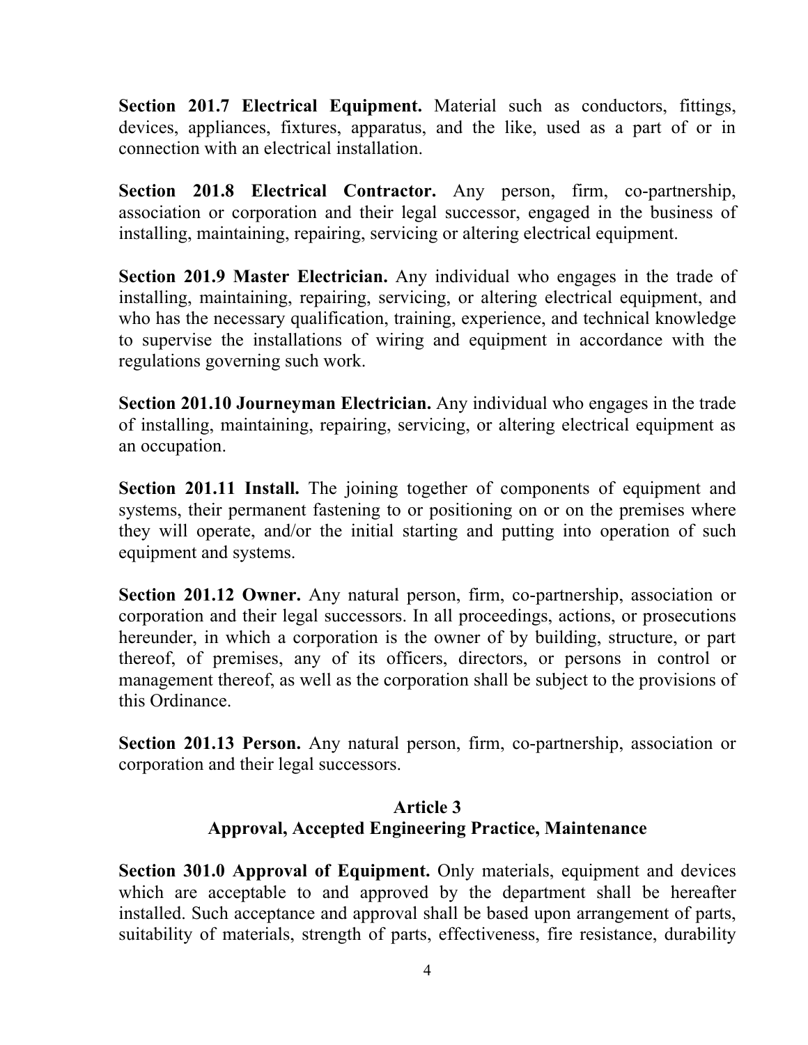**Section 201.7 Electrical Equipment.** Material such as conductors, fittings, devices, appliances, fixtures, apparatus, and the like, used as a part of or in connection with an electrical installation.

**Section 201.8 Electrical Contractor.** Any person, firm, co-partnership, association or corporation and their legal successor, engaged in the business of installing, maintaining, repairing, servicing or altering electrical equipment.

**Section 201.9 Master Electrician.** Any individual who engages in the trade of installing, maintaining, repairing, servicing, or altering electrical equipment, and who has the necessary qualification, training, experience, and technical knowledge to supervise the installations of wiring and equipment in accordance with the regulations governing such work.

**Section 201.10 Journeyman Electrician.** Any individual who engages in the trade of installing, maintaining, repairing, servicing, or altering electrical equipment as an occupation.

**Section 201.11 Install.** The joining together of components of equipment and systems, their permanent fastening to or positioning on or on the premises where they will operate, and/or the initial starting and putting into operation of such equipment and systems.

**Section 201.12 Owner.** Any natural person, firm, co-partnership, association or corporation and their legal successors. In all proceedings, actions, or prosecutions hereunder, in which a corporation is the owner of by building, structure, or part thereof, of premises, any of its officers, directors, or persons in control or management thereof, as well as the corporation shall be subject to the provisions of this Ordinance.

**Section 201.13 Person.** Any natural person, firm, co-partnership, association or corporation and their legal successors.

## Article 3
## Approval, Accepted Engineering Practice, Maintenance

**Section 301.0 Approval of Equipment.** Only materials, equipment and devices which are acceptable to and approved by the department shall be hereafter installed. Such acceptance and approval shall be based upon arrangement of parts, suitability of materials, strength of parts, effectiveness, fire resistance, durability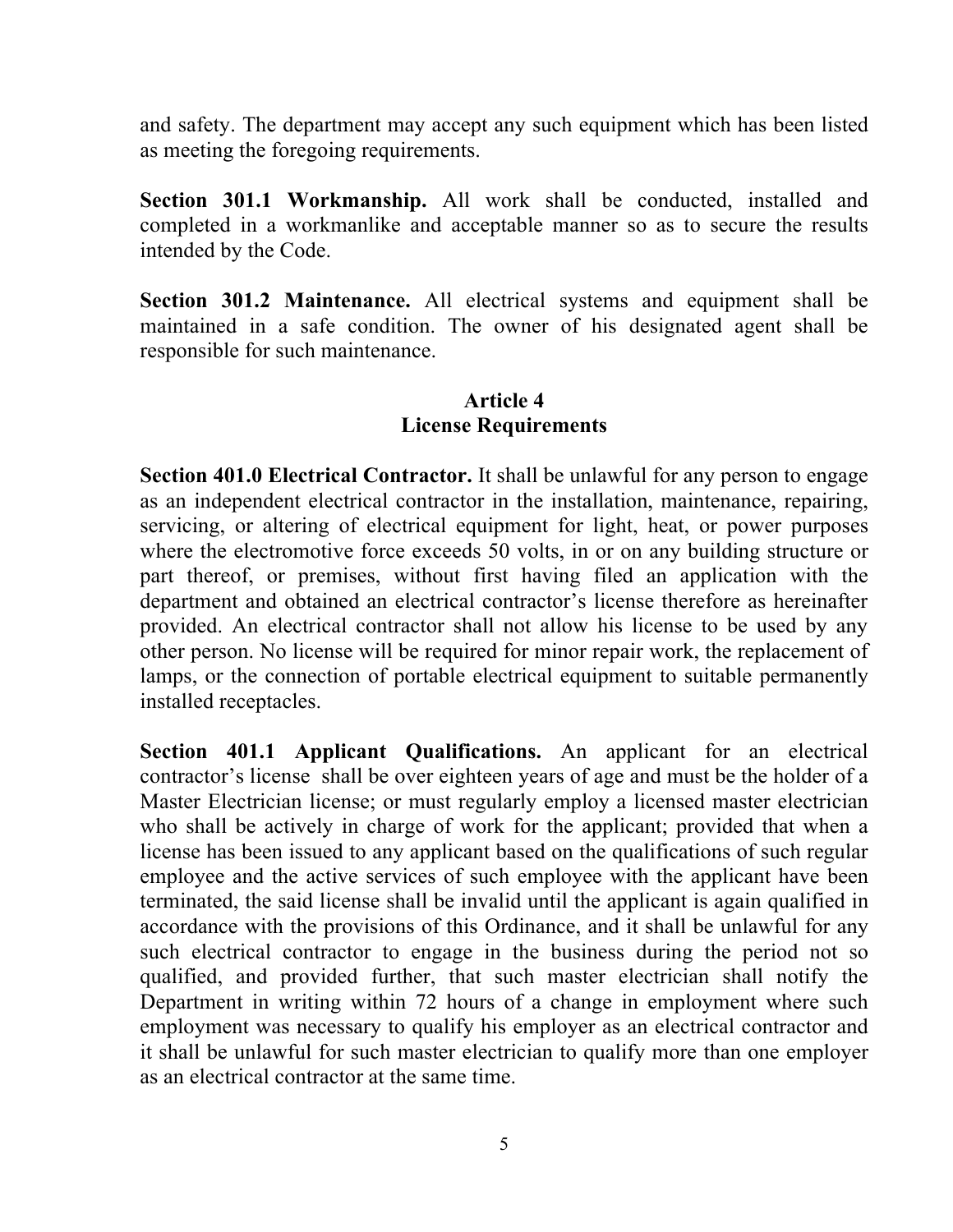and safety. The department may accept any such equipment which has been listed as meeting the foregoing requirements.

**Section 301.1 Workmanship.** All work shall be conducted, installed and completed in a workmanlike and acceptable manner so as to secure the results intended by the Code.

**Section 301.2 Maintenance.** All electrical systems and equipment shall be maintained in a safe condition. The owner of his designated agent shall be responsible for such maintenance.

## Article 4
## License Requirements

**Section 401.0 Electrical Contractor.** It shall be unlawful for any person to engage as an independent electrical contractor in the installation, maintenance, repairing, servicing, or altering of electrical equipment for light, heat, or power purposes where the electromotive force exceeds 50 volts, in or on any building structure or part thereof, or premises, without first having filed an application with the department and obtained an electrical contractor's license therefore as hereinafter provided. An electrical contractor shall not allow his license to be used by any other person. No license will be required for minor repair work, the replacement of lamps, or the connection of portable electrical equipment to suitable permanently installed receptacles.

**Section 401.1 Applicant Qualifications.** An applicant for an electrical contractor's license shall be over eighteen years of age and must be the holder of a Master Electrician license; or must regularly employ a licensed master electrician who shall be actively in charge of work for the applicant; provided that when a license has been issued to any applicant based on the qualifications of such regular employee and the active services of such employee with the applicant have been terminated, the said license shall be invalid until the applicant is again qualified in accordance with the provisions of this Ordinance, and it shall be unlawful for any such electrical contractor to engage in the business during the period not so qualified, and provided further, that such master electrician shall notify the Department in writing within 72 hours of a change in employment where such employment was necessary to qualify his employer as an electrical contractor and it shall be unlawful for such master electrician to qualify more than one employer as an electrical contractor at the same time.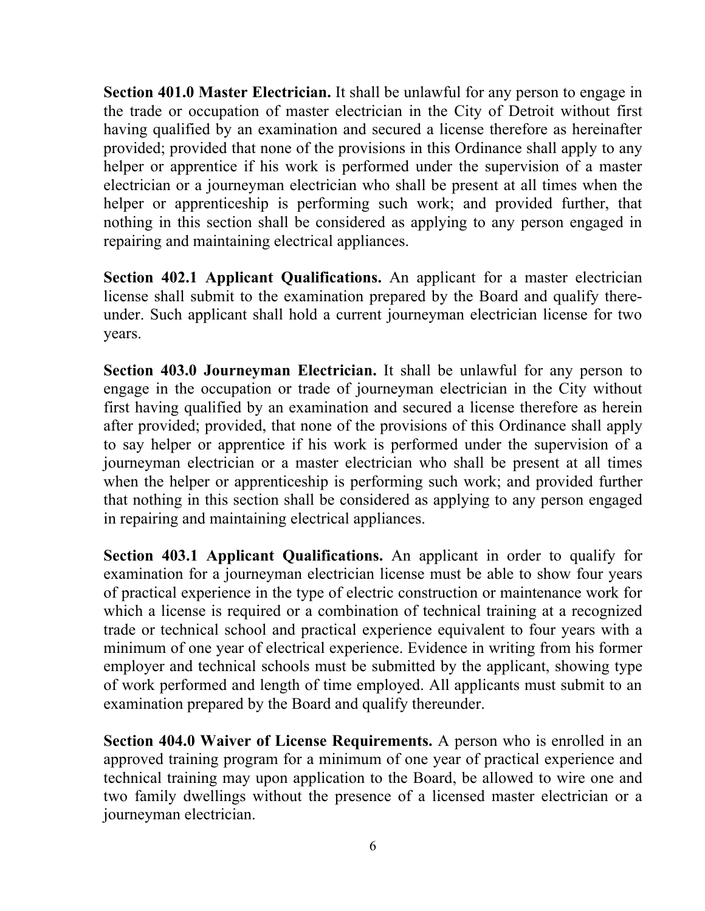**Section 401.0 Master Electrician.** It shall be unlawful for any person to engage in the trade or occupation of master electrician in the City of Detroit without first having qualified by an examination and secured a license therefore as hereinafter provided; provided that none of the provisions in this Ordinance shall apply to any helper or apprentice if his work is performed under the supervision of a master electrician or a journeyman electrician who shall be present at all times when the helper or apprenticeship is performing such work; and provided further, that nothing in this section shall be considered as applying to any person engaged in repairing and maintaining electrical appliances.

**Section 402.1 Applicant Qualifications.** An applicant for a master electrician license shall submit to the examination prepared by the Board and qualify there-under. Such applicant shall hold a current journeyman electrician license for two years.

**Section 403.0 Journeyman Electrician.** It shall be unlawful for any person to engage in the occupation or trade of journeyman electrician in the City without first having qualified by an examination and secured a license therefore as herein after provided; provided, that none of the provisions of this Ordinance shall apply to say helper or apprentice if his work is performed under the supervision of a journeyman electrician or a master electrician who shall be present at all times when the helper or apprenticeship is performing such work; and provided further that nothing in this section shall be considered as applying to any person engaged in repairing and maintaining electrical appliances.

**Section 403.1 Applicant Qualifications.** An applicant in order to qualify for examination for a journeyman electrician license must be able to show four years of practical experience in the type of electric construction or maintenance work for which a license is required or a combination of technical training at a recognized trade or technical school and practical experience equivalent to four years with a minimum of one year of electrical experience. Evidence in writing from his former employer and technical schools must be submitted by the applicant, showing type of work performed and length of time employed. All applicants must submit to an examination prepared by the Board and qualify thereunder.

**Section 404.0 Waiver of License Requirements.** A person who is enrolled in an approved training program for a minimum of one year of practical experience and technical training may upon application to the Board, be allowed to wire one and two family dwellings without the presence of a licensed master electrician or a journeyman electrician.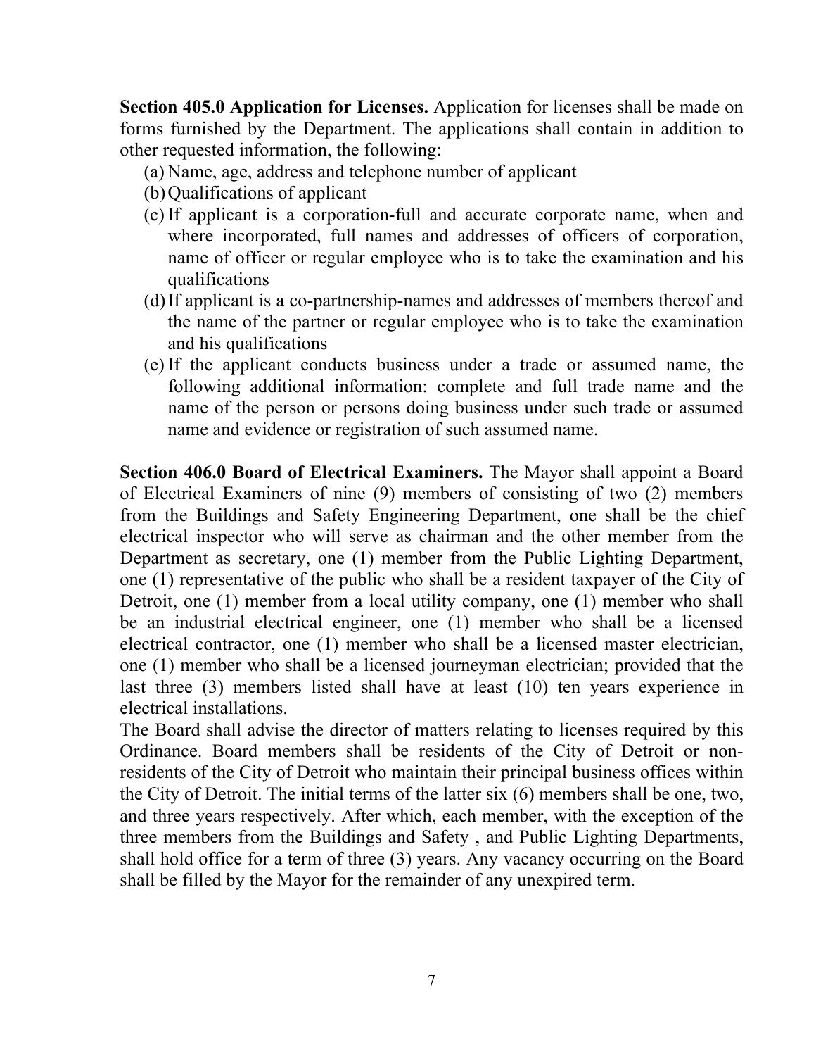**Section 405.0 Application for Licenses.** Application for licenses shall be made on forms furnished by the Department. The applications shall contain in addition to other requested information, the following:

(a) Name, age, address and telephone number of applicant

(b) Qualifications of applicant

(c) If applicant is a corporation-full and accurate corporate name, when and where incorporated, full names and addresses of officers of corporation, name of officer or regular employee who is to take the examination and his qualifications

(d) If applicant is a co-partnership-names and addresses of members thereof and the name of the partner or regular employee who is to take the examination and his qualifications

(e) If the applicant conducts business under a trade or assumed name, the following additional information: complete and full trade name and the name of the person or persons doing business under such trade or assumed name and evidence or registration of such assumed name.

**Section 406.0 Board of Electrical Examiners.** The Mayor shall appoint a Board of Electrical Examiners of nine (9) members of consisting of two (2) members from the Buildings and Safety Engineering Department, one shall be the chief electrical inspector who will serve as chairman and the other member from the Department as secretary, one (1) member from the Public Lighting Department, one (1) representative of the public who shall be a resident taxpayer of the City of Detroit, one (1) member from a local utility company, one (1) member who shall be an industrial electrical engineer, one (1) member who shall be a licensed electrical contractor, one (1) member who shall be a licensed master electrician, one (1) member who shall be a licensed journeyman electrician; provided that the last three (3) members listed shall have at least (10) ten years experience in electrical installations.

The Board shall advise the director of matters relating to licenses required by this Ordinance. Board members shall be residents of the City of Detroit or non-residents of the City of Detroit who maintain their principal business offices within the City of Detroit. The initial terms of the latter six (6) members shall be one, two, and three years respectively. After which, each member, with the exception of the three members from the Buildings and Safety , and Public Lighting Departments, shall hold office for a term of three (3) years. Any vacancy occurring on the Board shall be filled by the Mayor for the remainder of any unexpired term.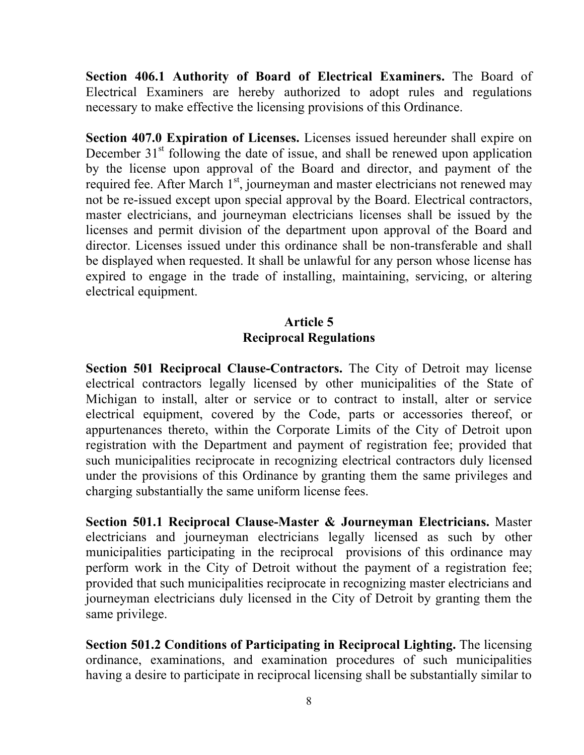**Section 406.1 Authority of Board of Electrical Examiners.** The Board of Electrical Examiners are hereby authorized to adopt rules and regulations necessary to make effective the licensing provisions of this Ordinance.

**Section 407.0 Expiration of Licenses.** Licenses issued hereunder shall expire on December 31st following the date of issue, and shall be renewed upon application by the license upon approval of the Board and director, and payment of the required fee. After March 1st, journeyman and master electricians not renewed may not be re-issued except upon special approval by the Board. Electrical contractors, master electricians, and journeyman electricians licenses shall be issued by the licenses and permit division of the department upon approval of the Board and director. Licenses issued under this ordinance shall be non-transferable and shall be displayed when requested. It shall be unlawful for any person whose license has expired to engage in the trade of installing, maintaining, servicing, or altering electrical equipment.

## Article 5
## Reciprocal Regulations

**Section 501 Reciprocal Clause-Contractors.** The City of Detroit may license electrical contractors legally licensed by other municipalities of the State of Michigan to install, alter or service or to contract to install, alter or service electrical equipment, covered by the Code, parts or accessories thereof, or appurtenances thereto, within the Corporate Limits of the City of Detroit upon registration with the Department and payment of registration fee; provided that such municipalities reciprocate in recognizing electrical contractors duly licensed under the provisions of this Ordinance by granting them the same privileges and charging substantially the same uniform license fees.

**Section 501.1 Reciprocal Clause-Master & Journeyman Electricians.** Master electricians and journeyman electricians legally licensed as such by other municipalities participating in the reciprocal provisions of this ordinance may perform work in the City of Detroit without the payment of a registration fee; provided that such municipalities reciprocate in recognizing master electricians and journeyman electricians duly licensed in the City of Detroit by granting them the same privilege.

**Section 501.2 Conditions of Participating in Reciprocal Lighting.** The licensing ordinance, examinations, and examination procedures of such municipalities having a desire to participate in reciprocal licensing shall be substantially similar to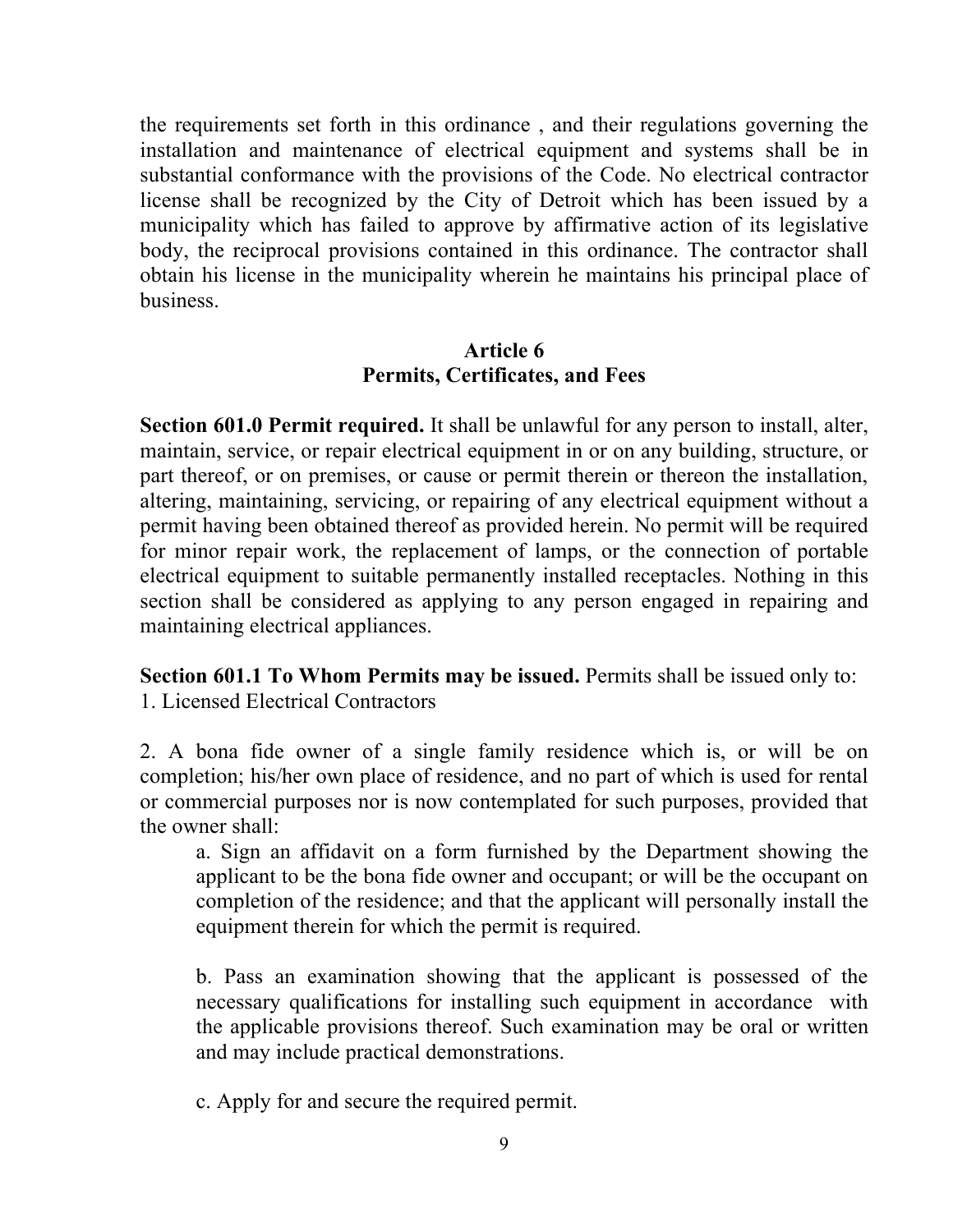the requirements set forth in this ordinance , and their regulations governing the installation and maintenance of electrical equipment and systems shall be in substantial conformance with the provisions of the Code. No electrical contractor license shall be recognized by the City of Detroit which has been issued by a municipality which has failed to approve by affirmative action of its legislative body, the reciprocal provisions contained in this ordinance. The contractor shall obtain his license in the municipality wherein he maintains his principal place of business.

## Article 6
## Permits, Certificates, and Fees

**Section 601.0 Permit required.** It shall be unlawful for any person to install, alter, maintain, service, or repair electrical equipment in or on any building, structure, or part thereof, or on premises, or cause or permit therein or thereon the installation, altering, maintaining, servicing, or repairing of any electrical equipment without a permit having been obtained thereof as provided herein. No permit will be required for minor repair work, the replacement of lamps, or the connection of portable electrical equipment to suitable permanently installed receptacles. Nothing in this section shall be considered as applying to any person engaged in repairing and maintaining electrical appliances.

**Section 601.1 To Whom Permits may be issued.** Permits shall be issued only to:

1. Licensed Electrical Contractors

2. A bona fide owner of a single family residence which is, or will be on completion; his/her own place of residence, and no part of which is used for rental or commercial purposes nor is now contemplated for such purposes, provided that the owner shall:

   a. Sign an affidavit on a form furnished by the Department showing the applicant to be the bona fide owner and occupant; or will be the occupant on completion of the residence; and that the applicant will personally install the equipment therein for which the permit is required.

   b. Pass an examination showing that the applicant is possessed of the necessary qualifications for installing such equipment in accordance with the applicable provisions thereof. Such examination may be oral or written and may include practical demonstrations.

   c. Apply for and secure the required permit.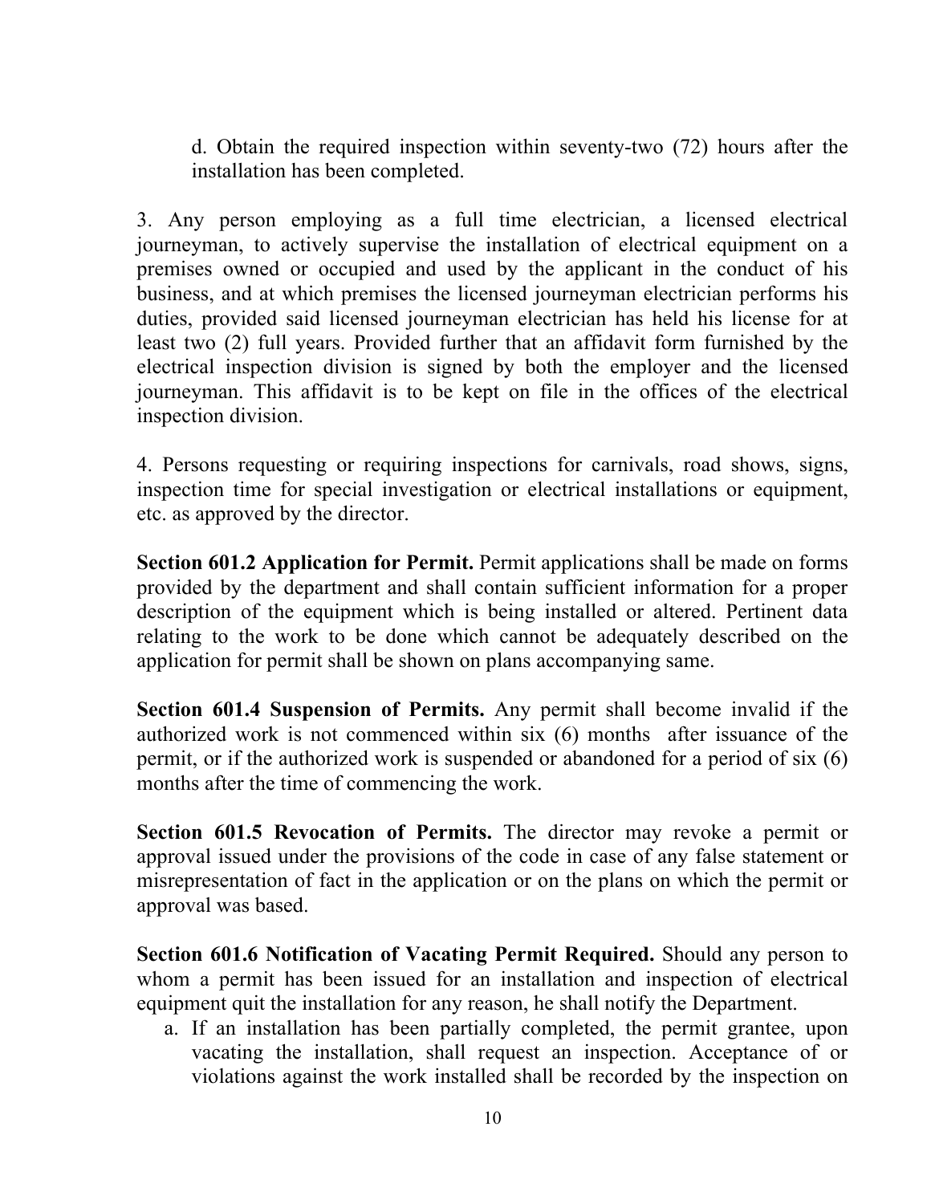d. Obtain the required inspection within seventy-two (72) hours after the installation has been completed.

3. Any person employing as a full time electrician, a licensed electrical journeyman, to actively supervise the installation of electrical equipment on a premises owned or occupied and used by the applicant in the conduct of his business, and at which premises the licensed journeyman electrician performs his duties, provided said licensed journeyman electrician has held his license for at least two (2) full years. Provided further that an affidavit form furnished by the electrical inspection division is signed by both the employer and the licensed journeyman. This affidavit is to be kept on file in the offices of the electrical inspection division.

4. Persons requesting or requiring inspections for carnivals, road shows, signs, inspection time for special investigation or electrical installations or equipment, etc. as approved by the director.

**Section 601.2 Application for Permit.** Permit applications shall be made on forms provided by the department and shall contain sufficient information for a proper description of the equipment which is being installed or altered. Pertinent data relating to the work to be done which cannot be adequately described on the application for permit shall be shown on plans accompanying same.

**Section 601.4 Suspension of Permits.** Any permit shall become invalid if the authorized work is not commenced within six (6) months after issuance of the permit, or if the authorized work is suspended or abandoned for a period of six (6) months after the time of commencing the work.

**Section 601.5 Revocation of Permits.** The director may revoke a permit or approval issued under the provisions of the code in case of any false statement or misrepresentation of fact in the application or on the plans on which the permit or approval was based.

**Section 601.6 Notification of Vacating Permit Required.** Should any person to whom a permit has been issued for an installation and inspection of electrical equipment quit the installation for any reason, he shall notify the Department.

a. If an installation has been partially completed, the permit grantee, upon vacating the installation, shall request an inspection. Acceptance of or violations against the work installed shall be recorded by the inspection on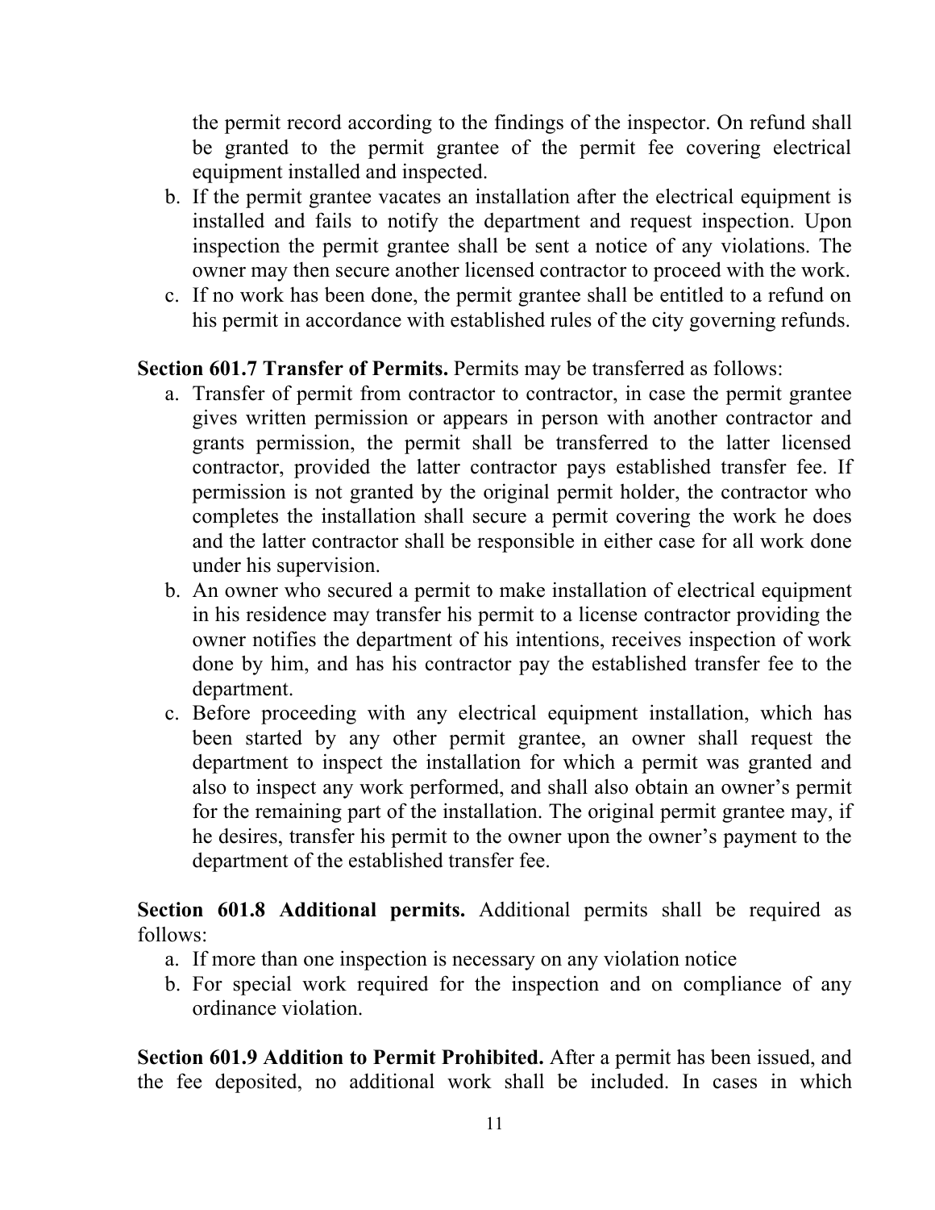the permit record according to the findings of the inspector. On refund shall be granted to the permit grantee of the permit fee covering electrical equipment installed and inspected.

b. If the permit grantee vacates an installation after the electrical equipment is installed and fails to notify the department and request inspection. Upon inspection the permit grantee shall be sent a notice of any violations. The owner may then secure another licensed contractor to proceed with the work.
c. If no work has been done, the permit grantee shall be entitled to a refund on his permit in accordance with established rules of the city governing refunds.

**Section 601.7 Transfer of Permits.** Permits may be transferred as follows:

a. Transfer of permit from contractor to contractor, in case the permit grantee gives written permission or appears in person with another contractor and grants permission, the permit shall be transferred to the latter licensed contractor, provided the latter contractor pays established transfer fee. If permission is not granted by the original permit holder, the contractor who completes the installation shall secure a permit covering the work he does and the latter contractor shall be responsible in either case for all work done under his supervision.
b. An owner who secured a permit to make installation of electrical equipment in his residence may transfer his permit to a license contractor providing the owner notifies the department of his intentions, receives inspection of work done by him, and has his contractor pay the established transfer fee to the department.
c. Before proceeding with any electrical equipment installation, which has been started by any other permit grantee, an owner shall request the department to inspect the installation for which a permit was granted and also to inspect any work performed, and shall also obtain an owner's permit for the remaining part of the installation. The original permit grantee may, if he desires, transfer his permit to the owner upon the owner's payment to the department of the established transfer fee.

**Section 601.8 Additional permits.** Additional permits shall be required as follows:

a. If more than one inspection is necessary on any violation notice
b. For special work required for the inspection and on compliance of any ordinance violation.

**Section 601.9 Addition to Permit Prohibited.** After a permit has been issued, and the fee deposited, no additional work shall be included. In cases in which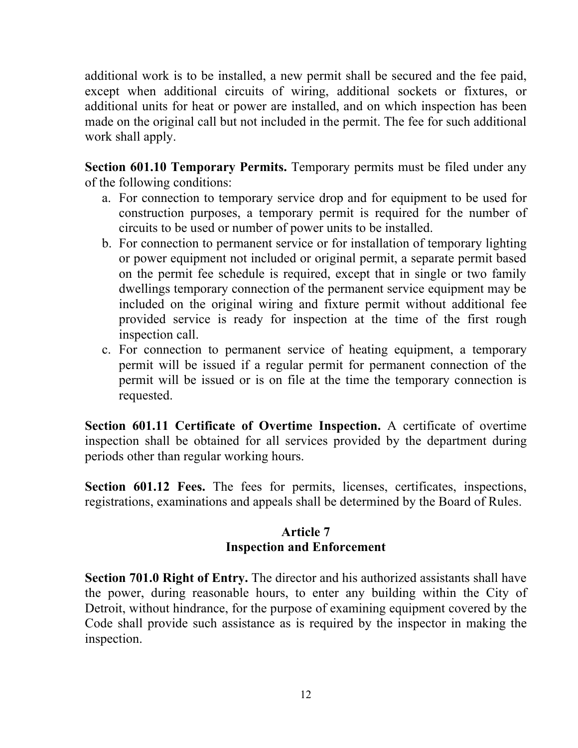additional work is to be installed, a new permit shall be secured and the fee paid, except when additional circuits of wiring, additional sockets or fixtures, or additional units for heat or power are installed, and on which inspection has been made on the original call but not included in the permit. The fee for such additional work shall apply.

**Section 601.10 Temporary Permits.** Temporary permits must be filed under any of the following conditions:

a. For connection to temporary service drop and for equipment to be used for construction purposes, a temporary permit is required for the number of circuits to be used or number of power units to be installed.
b. For connection to permanent service or for installation of temporary lighting or power equipment not included or original permit, a separate permit based on the permit fee schedule is required, except that in single or two family dwellings temporary connection of the permanent service equipment may be included on the original wiring and fixture permit without additional fee provided service is ready for inspection at the time of the first rough inspection call.
c. For connection to permanent service of heating equipment, a temporary permit will be issued if a regular permit for permanent connection of the permit will be issued or is on file at the time the temporary connection is requested.

**Section 601.11 Certificate of Overtime Inspection.** A certificate of overtime inspection shall be obtained for all services provided by the department during periods other than regular working hours.

**Section 601.12 Fees.** The fees for permits, licenses, certificates, inspections, registrations, examinations and appeals shall be determined by the Board of Rules.

## Article 7
## Inspection and Enforcement

**Section 701.0 Right of Entry.** The director and his authorized assistants shall have the power, during reasonable hours, to enter any building within the City of Detroit, without hindrance, for the purpose of examining equipment covered by the Code shall provide such assistance as is required by the inspector in making the inspection.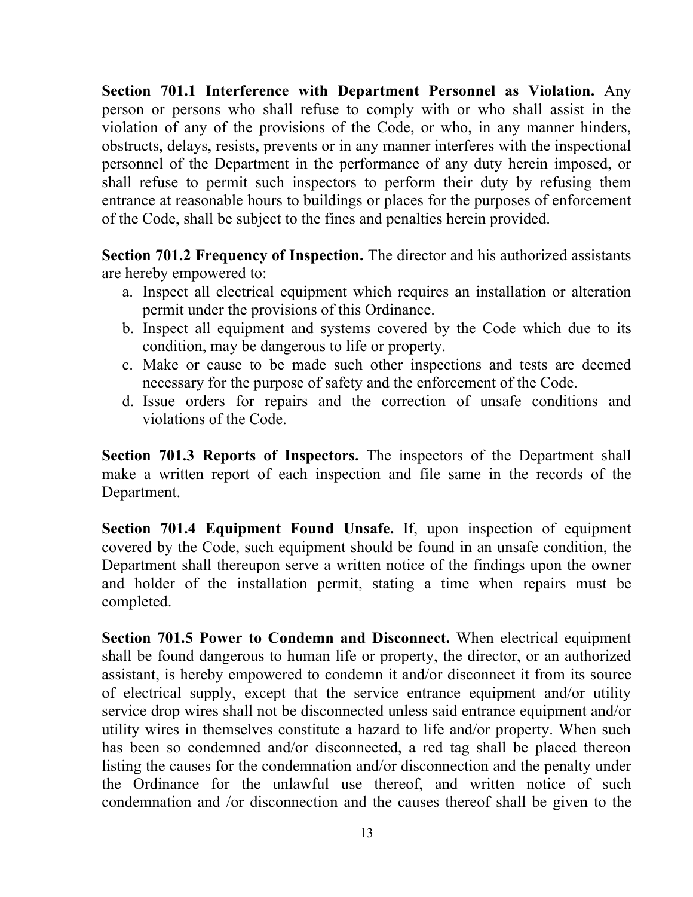**Section 701.1 Interference with Department Personnel as Violation.** Any person or persons who shall refuse to comply with or who shall assist in the violation of any of the provisions of the Code, or who, in any manner hinders, obstructs, delays, resists, prevents or in any manner interferes with the inspectional personnel of the Department in the performance of any duty herein imposed, or shall refuse to permit such inspectors to perform their duty by refusing them entrance at reasonable hours to buildings or places for the purposes of enforcement of the Code, shall be subject to the fines and penalties herein provided.

**Section 701.2 Frequency of Inspection.** The director and his authorized assistants are hereby empowered to:

a. Inspect all electrical equipment which requires an installation or alteration permit under the provisions of this Ordinance.
b. Inspect all equipment and systems covered by the Code which due to its condition, may be dangerous to life or property.
c. Make or cause to be made such other inspections and tests are deemed necessary for the purpose of safety and the enforcement of the Code.
d. Issue orders for repairs and the correction of unsafe conditions and violations of the Code.

**Section 701.3 Reports of Inspectors.** The inspectors of the Department shall make a written report of each inspection and file same in the records of the Department.

**Section 701.4 Equipment Found Unsafe.** If, upon inspection of equipment covered by the Code, such equipment should be found in an unsafe condition, the Department shall thereupon serve a written notice of the findings upon the owner and holder of the installation permit, stating a time when repairs must be completed.

**Section 701.5 Power to Condemn and Disconnect.** When electrical equipment shall be found dangerous to human life or property, the director, or an authorized assistant, is hereby empowered to condemn it and/or disconnect it from its source of electrical supply, except that the service entrance equipment and/or utility service drop wires shall not be disconnected unless said entrance equipment and/or utility wires in themselves constitute a hazard to life and/or property. When such has been so condemned and/or disconnected, a red tag shall be placed thereon listing the causes for the condemnation and/or disconnection and the penalty under the Ordinance for the unlawful use thereof, and written notice of such condemnation and /or disconnection and the causes thereof shall be given to the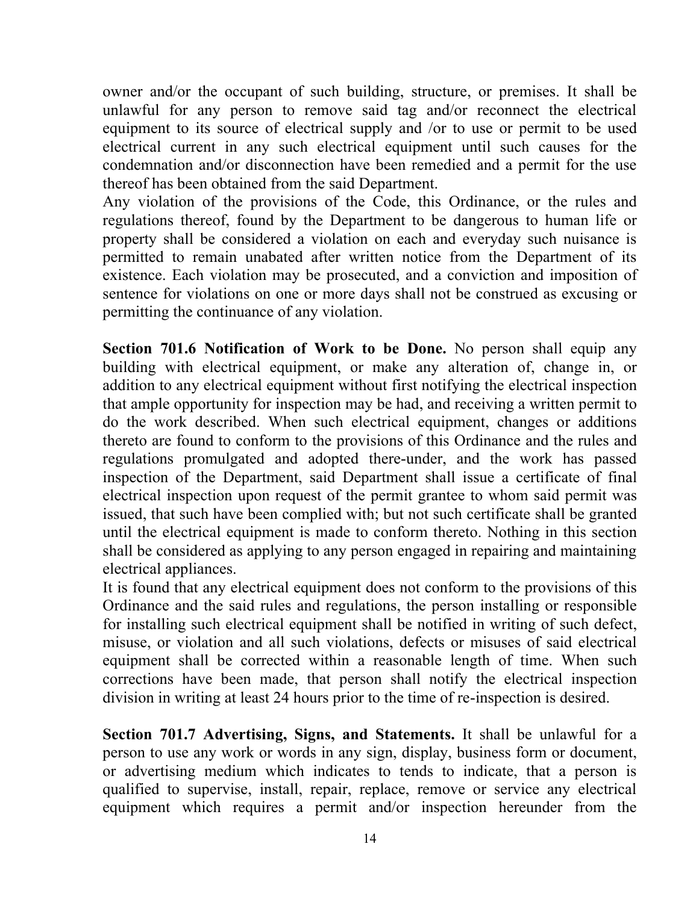owner and/or the occupant of such building, structure, or premises. It shall be unlawful for any person to remove said tag and/or reconnect the electrical equipment to its source of electrical supply and /or to use or permit to be used electrical current in any such electrical equipment until such causes for the condemnation and/or disconnection have been remedied and a permit for the use thereof has been obtained from the said Department.

Any violation of the provisions of the Code, this Ordinance, or the rules and regulations thereof, found by the Department to be dangerous to human life or property shall be considered a violation on each and everyday such nuisance is permitted to remain unabated after written notice from the Department of its existence. Each violation may be prosecuted, and a conviction and imposition of sentence for violations on one or more days shall not be construed as excusing or permitting the continuance of any violation.

**Section 701.6 Notification of Work to be Done.** No person shall equip any building with electrical equipment, or make any alteration of, change in, or addition to any electrical equipment without first notifying the electrical inspection that ample opportunity for inspection may be had, and receiving a written permit to do the work described. When such electrical equipment, changes or additions thereto are found to conform to the provisions of this Ordinance and the rules and regulations promulgated and adopted there-under, and the work has passed inspection of the Department, said Department shall issue a certificate of final electrical inspection upon request of the permit grantee to whom said permit was issued, that such have been complied with; but not such certificate shall be granted until the electrical equipment is made to conform thereto. Nothing in this section shall be considered as applying to any person engaged in repairing and maintaining electrical appliances.

It is found that any electrical equipment does not conform to the provisions of this Ordinance and the said rules and regulations, the person installing or responsible for installing such electrical equipment shall be notified in writing of such defect, misuse, or violation and all such violations, defects or misuses of said electrical equipment shall be corrected within a reasonable length of time. When such corrections have been made, that person shall notify the electrical inspection division in writing at least 24 hours prior to the time of re-inspection is desired.

**Section 701.7 Advertising, Signs, and Statements.** It shall be unlawful for a person to use any work or words in any sign, display, business form or document, or advertising medium which indicates to tends to indicate, that a person is qualified to supervise, install, repair, replace, remove or service any electrical equipment which requires a permit and/or inspection hereunder from the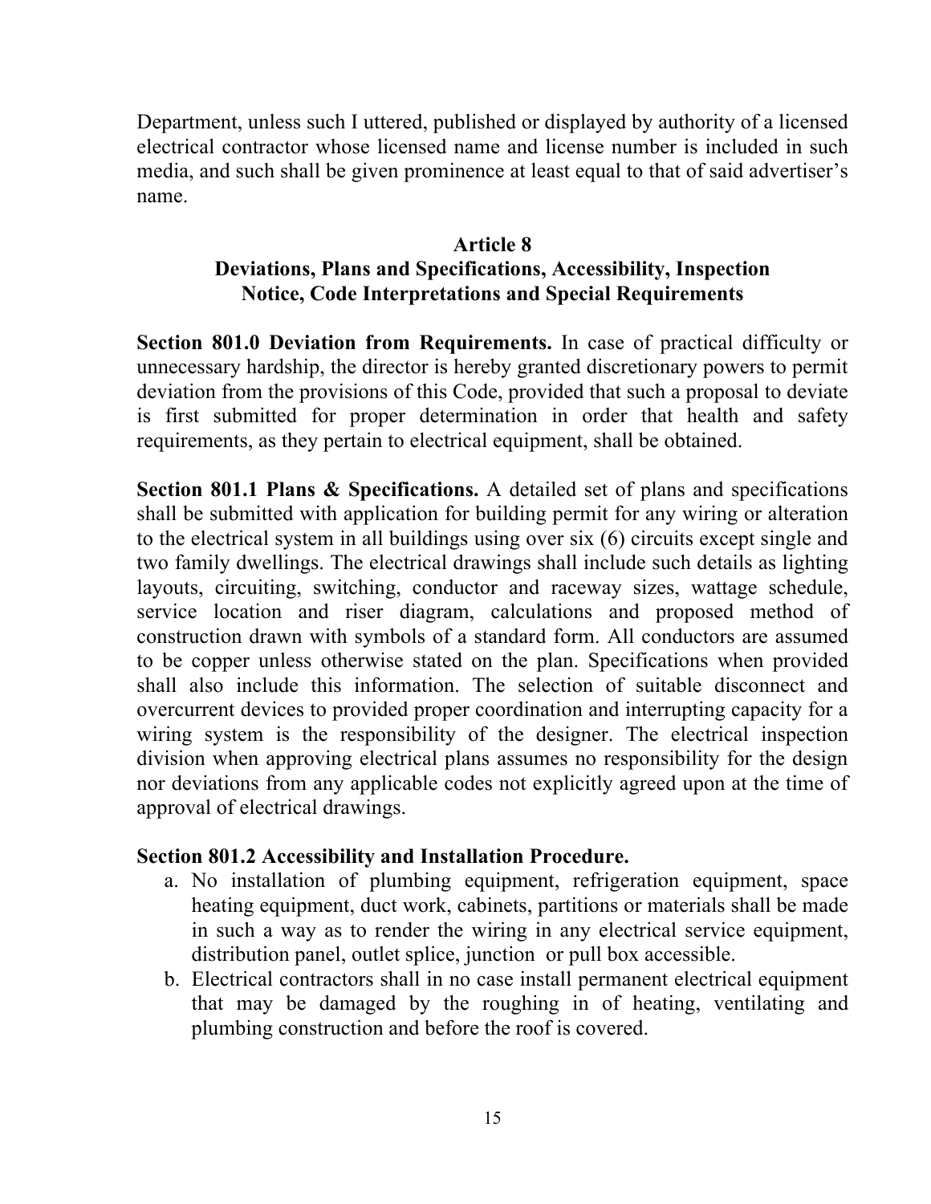Department, unless such I uttered, published or displayed by authority of a licensed electrical contractor whose licensed name and license number is included in such media, and such shall be given prominence at least equal to that of said advertiser's name.

## Article 8
## Deviations, Plans and Specifications, Accessibility, Inspection Notice, Code Interpretations and Special Requirements

**Section 801.0 Deviation from Requirements.** In case of practical difficulty or unnecessary hardship, the director is hereby granted discretionary powers to permit deviation from the provisions of this Code, provided that such a proposal to deviate is first submitted for proper determination in order that health and safety requirements, as they pertain to electrical equipment, shall be obtained.

**Section 801.1 Plans & Specifications.** A detailed set of plans and specifications shall be submitted with application for building permit for any wiring or alteration to the electrical system in all buildings using over six (6) circuits except single and two family dwellings. The electrical drawings shall include such details as lighting layouts, circuiting, switching, conductor and raceway sizes, wattage schedule, service location and riser diagram, calculations and proposed method of construction drawn with symbols of a standard form. All conductors are assumed to be copper unless otherwise stated on the plan. Specifications when provided shall also include this information. The selection of suitable disconnect and overcurrent devices to provided proper coordination and interrupting capacity for a wiring system is the responsibility of the designer. The electrical inspection division when approving electrical plans assumes no responsibility for the design nor deviations from any applicable codes not explicitly agreed upon at the time of approval of electrical drawings.

**Section 801.2 Accessibility and Installation Procedure.**

a. No installation of plumbing equipment, refrigeration equipment, space heating equipment, duct work, cabinets, partitions or materials shall be made in such a way as to render the wiring in any electrical service equipment, distribution panel, outlet splice, junction or pull box accessible.
b. Electrical contractors shall in no case install permanent electrical equipment that may be damaged by the roughing in of heating, ventilating and plumbing construction and before the roof is covered.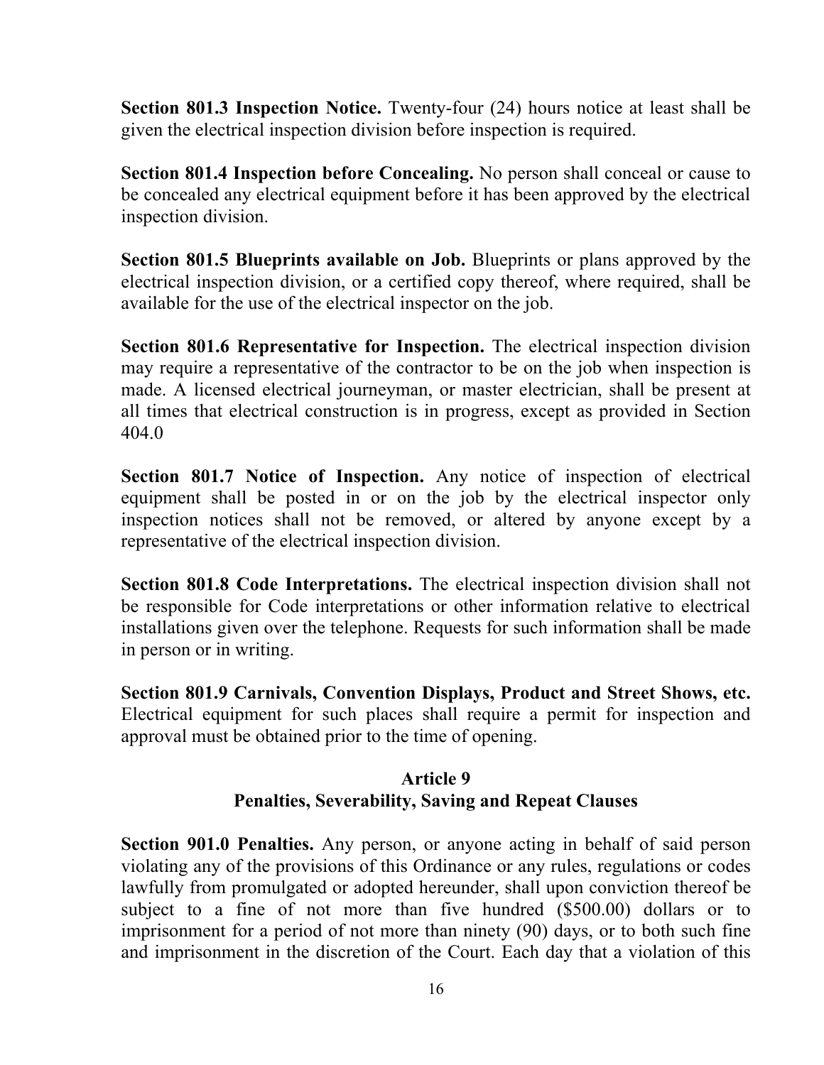**Section 801.3 Inspection Notice.** Twenty-four (24) hours notice at least shall be given the electrical inspection division before inspection is required.

**Section 801.4 Inspection before Concealing.** No person shall conceal or cause to be concealed any electrical equipment before it has been approved by the electrical inspection division.

**Section 801.5 Blueprints available on Job.** Blueprints or plans approved by the electrical inspection division, or a certified copy thereof, where required, shall be available for the use of the electrical inspector on the job.

**Section 801.6 Representative for Inspection.** The electrical inspection division may require a representative of the contractor to be on the job when inspection is made. A licensed electrical journeyman, or master electrician, shall be present at all times that electrical construction is in progress, except as provided in Section 404.0

**Section 801.7 Notice of Inspection.** Any notice of inspection of electrical equipment shall be posted in or on the job by the electrical inspector only inspection notices shall not be removed, or altered by anyone except by a representative of the electrical inspection division.

**Section 801.8 Code Interpretations.** The electrical inspection division shall not be responsible for Code interpretations or other information relative to electrical installations given over the telephone. Requests for such information shall be made in person or in writing.

**Section 801.9 Carnivals, Convention Displays, Product and Street Shows, etc.** Electrical equipment for such places shall require a permit for inspection and approval must be obtained prior to the time of opening.

## Article 9
## Penalties, Severability, Saving and Repeat Clauses

**Section 901.0 Penalties.** Any person, or anyone acting in behalf of said person violating any of the provisions of this Ordinance or any rules, regulations or codes lawfully from promulgated or adopted hereunder, shall upon conviction thereof be subject to a fine of not more than five hundred ($500.00) dollars or to imprisonment for a period of not more than ninety (90) days, or to both such fine and imprisonment in the discretion of the Court. Each day that a violation of this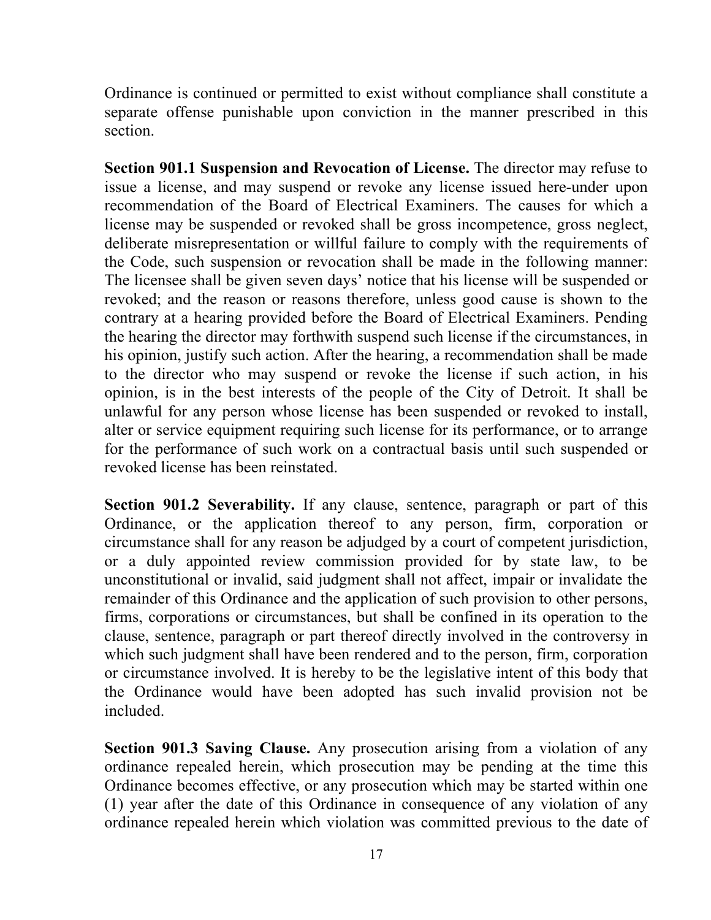Ordinance is continued or permitted to exist without compliance shall constitute a separate offense punishable upon conviction in the manner prescribed in this section.

**Section 901.1 Suspension and Revocation of License.** The director may refuse to issue a license, and may suspend or revoke any license issued here-under upon recommendation of the Board of Electrical Examiners. The causes for which a license may be suspended or revoked shall be gross incompetence, gross neglect, deliberate misrepresentation or willful failure to comply with the requirements of the Code, such suspension or revocation shall be made in the following manner: The licensee shall be given seven days' notice that his license will be suspended or revoked; and the reason or reasons therefore, unless good cause is shown to the contrary at a hearing provided before the Board of Electrical Examiners. Pending the hearing the director may forthwith suspend such license if the circumstances, in his opinion, justify such action. After the hearing, a recommendation shall be made to the director who may suspend or revoke the license if such action, in his opinion, is in the best interests of the people of the City of Detroit. It shall be unlawful for any person whose license has been suspended or revoked to install, alter or service equipment requiring such license for its performance, or to arrange for the performance of such work on a contractual basis until such suspended or revoked license has been reinstated.

**Section 901.2 Severability.** If any clause, sentence, paragraph or part of this Ordinance, or the application thereof to any person, firm, corporation or circumstance shall for any reason be adjudged by a court of competent jurisdiction, or a duly appointed review commission provided for by state law, to be unconstitutional or invalid, said judgment shall not affect, impair or invalidate the remainder of this Ordinance and the application of such provision to other persons, firms, corporations or circumstances, but shall be confined in its operation to the clause, sentence, paragraph or part thereof directly involved in the controversy in which such judgment shall have been rendered and to the person, firm, corporation or circumstance involved. It is hereby to be the legislative intent of this body that the Ordinance would have been adopted has such invalid provision not be included.

**Section 901.3 Saving Clause.** Any prosecution arising from a violation of any ordinance repealed herein, which prosecution may be pending at the time this Ordinance becomes effective, or any prosecution which may be started within one (1) year after the date of this Ordinance in consequence of any violation of any ordinance repealed herein which violation was committed previous to the date of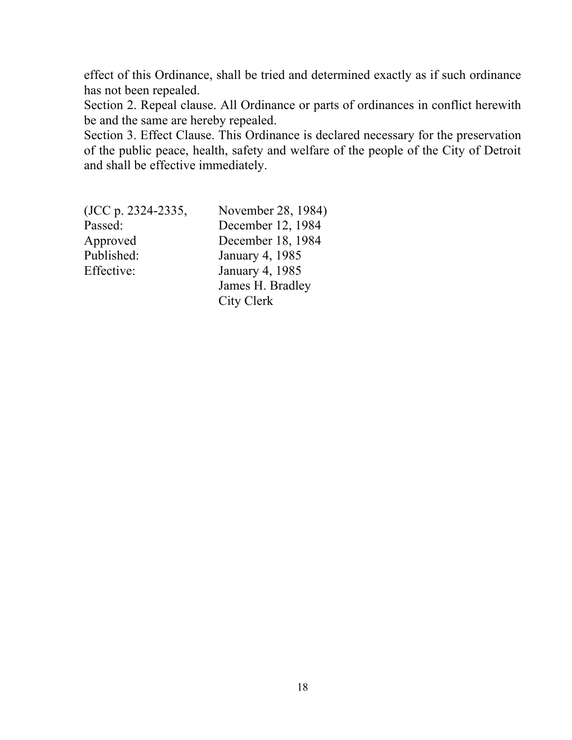effect of this Ordinance, shall be tried and determined exactly as if such ordinance has not been repealed.

Section 2. Repeal clause. All Ordinance or parts of ordinances in conflict herewith be and the same are hereby repealed.

Section 3. Effect Clause. This Ordinance is declared necessary for the preservation of the public peace, health, safety and welfare of the people of the City of Detroit and shall be effective immediately.

| | |
|---|---|
| (JCC p. 2324-2335, | November 28, 1984) |
| Passed: | December 12, 1984 |
| Approved | December 18, 1984 |
| Published: | January 4, 1985 |
| Effective: | January 4, 1985 |
| | James H. Bradley |
| | City Clerk |